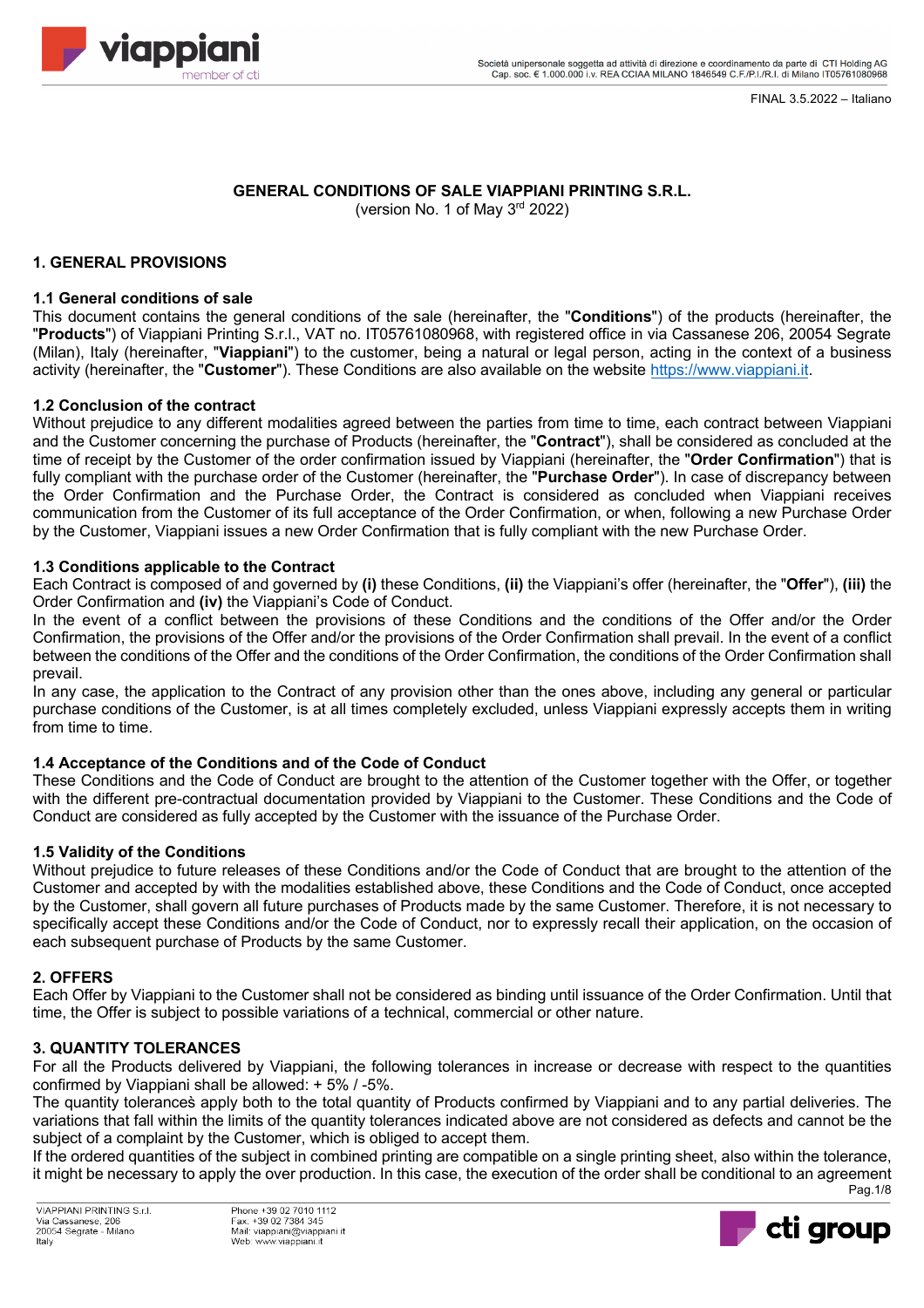FINAL 3.5.2022 – Italiano

**GENERAL CONDITIONS OF SALE VIAPPIANI PRINTING S.R.L.**
(version No. 1 of May 3rd 2022)

## 1. GENERAL PROVISIONS

### 1.1 General conditions of sale

This document contains the general conditions of the sale (hereinafter, the "**Conditions**") of the products (hereinafter, the "**Products**") of Viappiani Printing S.r.l., VAT no. IT05761080968, with registered office in via Cassanese 206, 20054 Segrate (Milan), Italy (hereinafter, "**Viappiani**") to the customer, being a natural or legal person, acting in the context of a business activity (hereinafter, the "**Customer**"). These Conditions are also available on the website https://www.viappiani.it.

### 1.2 Conclusion of the contract

Without prejudice to any different modalities agreed between the parties from time to time, each contract between Viappiani and the Customer concerning the purchase of Products (hereinafter, the "**Contract**"), shall be considered as concluded at the time of receipt by the Customer of the order confirmation issued by Viappiani (hereinafter, the "**Order Confirmation**") that is fully compliant with the purchase order of the Customer (hereinafter, the "**Purchase Order**"). In case of discrepancy between the Order Confirmation and the Purchase Order, the Contract is considered as concluded when Viappiani receives communication from the Customer of its full acceptance of the Order Confirmation, or when, following a new Purchase Order by the Customer, Viappiani issues a new Order Confirmation that is fully compliant with the new Purchase Order.

### 1.3 Conditions applicable to the Contract

Each Contract is composed of and governed by **(i)** these Conditions, **(ii)** the Viappiani's offer (hereinafter, the "**Offer**"), **(iii)** the Order Confirmation and **(iv)** the Viappiani's Code of Conduct.

In the event of a conflict between the provisions of these Conditions and the conditions of the Offer and/or the Order Confirmation, the provisions of the Offer and/or the provisions of the Order Confirmation shall prevail. In the event of a conflict between the conditions of the Offer and the conditions of the Order Confirmation, the conditions of the Order Confirmation shall prevail.

In any case, the application to the Contract of any provision other than the ones above, including any general or particular purchase conditions of the Customer, is at all times completely excluded, unless Viappiani expressly accepts them in writing from time to time.

### 1.4 Acceptance of the Conditions and of the Code of Conduct

These Conditions and the Code of Conduct are brought to the attention of the Customer together with the Offer, or together with the different pre-contractual documentation provided by Viappiani to the Customer. These Conditions and the Code of Conduct are considered as fully accepted by the Customer with the issuance of the Purchase Order.

### 1.5 Validity of the Conditions

Without prejudice to future releases of these Conditions and/or the Code of Conduct that are brought to the attention of the Customer and accepted by with the modalities established above, these Conditions and the Code of Conduct, once accepted by the Customer, shall govern all future purchases of Products made by the same Customer. Therefore, it is not necessary to specifically accept these Conditions and/or the Code of Conduct, nor to expressly recall their application, on the occasion of each subsequent purchase of Products by the same Customer.

## 2. OFFERS

Each Offer by Viappiani to the Customer shall not be considered as binding until issuance of the Order Confirmation. Until that time, the Offer is subject to possible variations of a technical, commercial or other nature.

## 3. QUANTITY TOLERANCES

For all the Products delivered by Viappiani, the following tolerances in increase or decrease with respect to the quantities confirmed by Viappiani shall be allowed: + 5% / -5%.

The quantity tolerances apply both to the total quantity of Products confirmed by Viappiani and to any partial deliveries. The variations that fall within the limits of the quantity tolerances indicated above are not considered as defects and cannot be the subject of a complaint by the Customer, which is obliged to accept them.

If the ordered quantities of the subject in combined printing are compatible on a single printing sheet, also within the tolerance, it might be necessary to apply the over production. In this case, the execution of the order shall be conditional to an agreement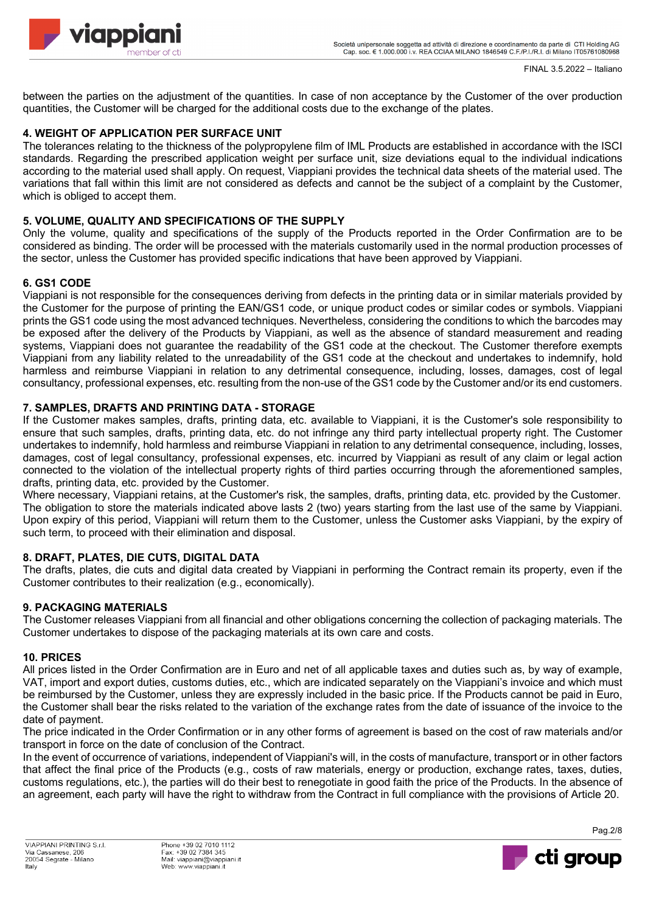between the parties on the adjustment of the quantities. In case of non acceptance by the Customer of the over production quantities, the Customer will be charged for the additional costs due to the exchange of the plates.

## 4. WEIGHT OF APPLICATION PER SURFACE UNIT

The tolerances relating to the thickness of the polypropylene film of IML Products are established in accordance with the ISCI standards. Regarding the prescribed application weight per surface unit, size deviations equal to the individual indications according to the material used shall apply. On request, Viappiani provides the technical data sheets of the material used. The variations that fall within this limit are not considered as defects and cannot be the subject of a complaint by the Customer, which is obliged to accept them.

## 5. VOLUME, QUALITY AND SPECIFICATIONS OF THE SUPPLY

Only the volume, quality and specifications of the supply of the Products reported in the Order Confirmation are to be considered as binding. The order will be processed with the materials customarily used in the normal production processes of the sector, unless the Customer has provided specific indications that have been approved by Viappiani.

## 6. GS1 CODE

Viappiani is not responsible for the consequences deriving from defects in the printing data or in similar materials provided by the Customer for the purpose of printing the EAN/GS1 code, or unique product codes or similar codes or symbols. Viappiani prints the GS1 code using the most advanced techniques. Nevertheless, considering the conditions to which the barcodes may be exposed after the delivery of the Products by Viappiani, as well as the absence of standard measurement and reading systems, Viappiani does not guarantee the readability of the GS1 code at the checkout. The Customer therefore exempts Viappiani from any liability related to the unreadability of the GS1 code at the checkout and undertakes to indemnify, hold harmless and reimburse Viappiani in relation to any detrimental consequence, including, losses, damages, cost of legal consultancy, professional expenses, etc. resulting from the non-use of the GS1 code by the Customer and/or its end customers.

## 7. SAMPLES, DRAFTS AND PRINTING DATA - STORAGE

If the Customer makes samples, drafts, printing data, etc. available to Viappiani, it is the Customer's sole responsibility to ensure that such samples, drafts, printing data, etc. do not infringe any third party intellectual property right. The Customer undertakes to indemnify, hold harmless and reimburse Viappiani in relation to any detrimental consequence, including, losses, damages, cost of legal consultancy, professional expenses, etc. incurred by Viappiani as result of any claim or legal action connected to the violation of the intellectual property rights of third parties occurring through the aforementioned samples, drafts, printing data, etc. provided by the Customer.

Where necessary, Viappiani retains, at the Customer's risk, the samples, drafts, printing data, etc. provided by the Customer. The obligation to store the materials indicated above lasts 2 (two) years starting from the last use of the same by Viappiani. Upon expiry of this period, Viappiani will return them to the Customer, unless the Customer asks Viappiani, by the expiry of such term, to proceed with their elimination and disposal.

## 8. DRAFT, PLATES, DIE CUTS, DIGITAL DATA

The drafts, plates, die cuts and digital data created by Viappiani in performing the Contract remain its property, even if the Customer contributes to their realization (e.g., economically).

## 9. PACKAGING MATERIALS

The Customer releases Viappiani from all financial and other obligations concerning the collection of packaging materials. The Customer undertakes to dispose of the packaging materials at its own care and costs.

## 10. PRICES

All prices listed in the Order Confirmation are in Euro and net of all applicable taxes and duties such as, by way of example, VAT, import and export duties, customs duties, etc., which are indicated separately on the Viappiani's invoice and which must be reimbursed by the Customer, unless they are expressly included in the basic price. If the Products cannot be paid in Euro, the Customer shall bear the risks related to the variation of the exchange rates from the date of issuance of the invoice to the date of payment.

The price indicated in the Order Confirmation or in any other forms of agreement is based on the cost of raw materials and/or transport in force on the date of conclusion of the Contract.

In the event of occurrence of variations, independent of Viappiani's will, in the costs of manufacture, transport or in other factors that affect the final price of the Products (e.g., costs of raw materials, energy or production, exchange rates, taxes, duties, customs regulations, etc.), the parties will do their best to renegotiate in good faith the price of the Products. In the absence of an agreement, each party will have the right to withdraw from the Contract in full compliance with the provisions of Article 20.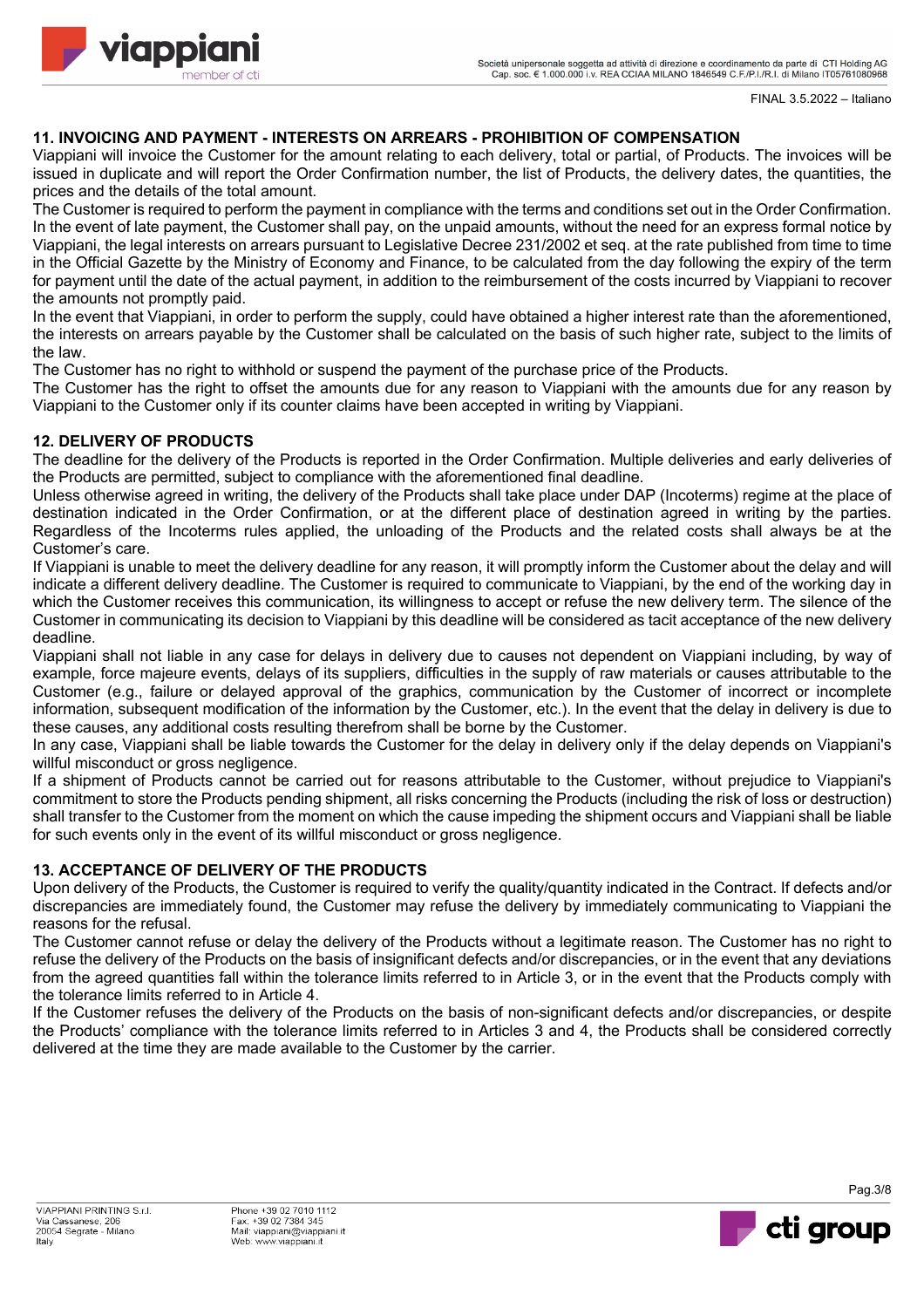## 11. INVOICING AND PAYMENT - INTERESTS ON ARREARS - PROHIBITION OF COMPENSATION

Viappiani will invoice the Customer for the amount relating to each delivery, total or partial, of Products. The invoices will be issued in duplicate and will report the Order Confirmation number, the list of Products, the delivery dates, the quantities, the prices and the details of the total amount.

The Customer is required to perform the payment in compliance with the terms and conditions set out in the Order Confirmation. In the event of late payment, the Customer shall pay, on the unpaid amounts, without the need for an express formal notice by Viappiani, the legal interests on arrears pursuant to Legislative Decree 231/2002 et seq. at the rate published from time to time in the Official Gazette by the Ministry of Economy and Finance, to be calculated from the day following the expiry of the term for payment until the date of the actual payment, in addition to the reimbursement of the costs incurred by Viappiani to recover the amounts not promptly paid.

In the event that Viappiani, in order to perform the supply, could have obtained a higher interest rate than the aforementioned, the interests on arrears payable by the Customer shall be calculated on the basis of such higher rate, subject to the limits of the law.

The Customer has no right to withhold or suspend the payment of the purchase price of the Products.

The Customer has the right to offset the amounts due for any reason to Viappiani with the amounts due for any reason by Viappiani to the Customer only if its counter claims have been accepted in writing by Viappiani.

## 12. DELIVERY OF PRODUCTS

The deadline for the delivery of the Products is reported in the Order Confirmation. Multiple deliveries and early deliveries of the Products are permitted, subject to compliance with the aforementioned final deadline.

Unless otherwise agreed in writing, the delivery of the Products shall take place under DAP (Incoterms) regime at the place of destination indicated in the Order Confirmation, or at the different place of destination agreed in writing by the parties. Regardless of the Incoterms rules applied, the unloading of the Products and the related costs shall always be at the Customer's care.

If Viappiani is unable to meet the delivery deadline for any reason, it will promptly inform the Customer about the delay and will indicate a different delivery deadline. The Customer is required to communicate to Viappiani, by the end of the working day in which the Customer receives this communication, its willingness to accept or refuse the new delivery term. The silence of the Customer in communicating its decision to Viappiani by this deadline will be considered as tacit acceptance of the new delivery deadline.

Viappiani shall not liable in any case for delays in delivery due to causes not dependent on Viappiani including, by way of example, force majeure events, delays of its suppliers, difficulties in the supply of raw materials or causes attributable to the Customer (e.g., failure or delayed approval of the graphics, communication by the Customer of incorrect or incomplete information, subsequent modification of the information by the Customer, etc.). In the event that the delay in delivery is due to these causes, any additional costs resulting therefrom shall be borne by the Customer.

In any case, Viappiani shall be liable towards the Customer for the delay in delivery only if the delay depends on Viappiani's willful misconduct or gross negligence.

If a shipment of Products cannot be carried out for reasons attributable to the Customer, without prejudice to Viappiani's commitment to store the Products pending shipment, all risks concerning the Products (including the risk of loss or destruction) shall transfer to the Customer from the moment on which the cause impeding the shipment occurs and Viappiani shall be liable for such events only in the event of its willful misconduct or gross negligence.

## 13. ACCEPTANCE OF DELIVERY OF THE PRODUCTS

Upon delivery of the Products, the Customer is required to verify the quality/quantity indicated in the Contract. If defects and/or discrepancies are immediately found, the Customer may refuse the delivery by immediately communicating to Viappiani the reasons for the refusal.

The Customer cannot refuse or delay the delivery of the Products without a legitimate reason. The Customer has no right to refuse the delivery of the Products on the basis of insignificant defects and/or discrepancies, or in the event that any deviations from the agreed quantities fall within the tolerance limits referred to in Article 3, or in the event that the Products comply with the tolerance limits referred to in Article 4.

If the Customer refuses the delivery of the Products on the basis of non-significant defects and/or discrepancies, or despite the Products' compliance with the tolerance limits referred to in Articles 3 and 4, the Products shall be considered correctly delivered at the time they are made available to the Customer by the carrier.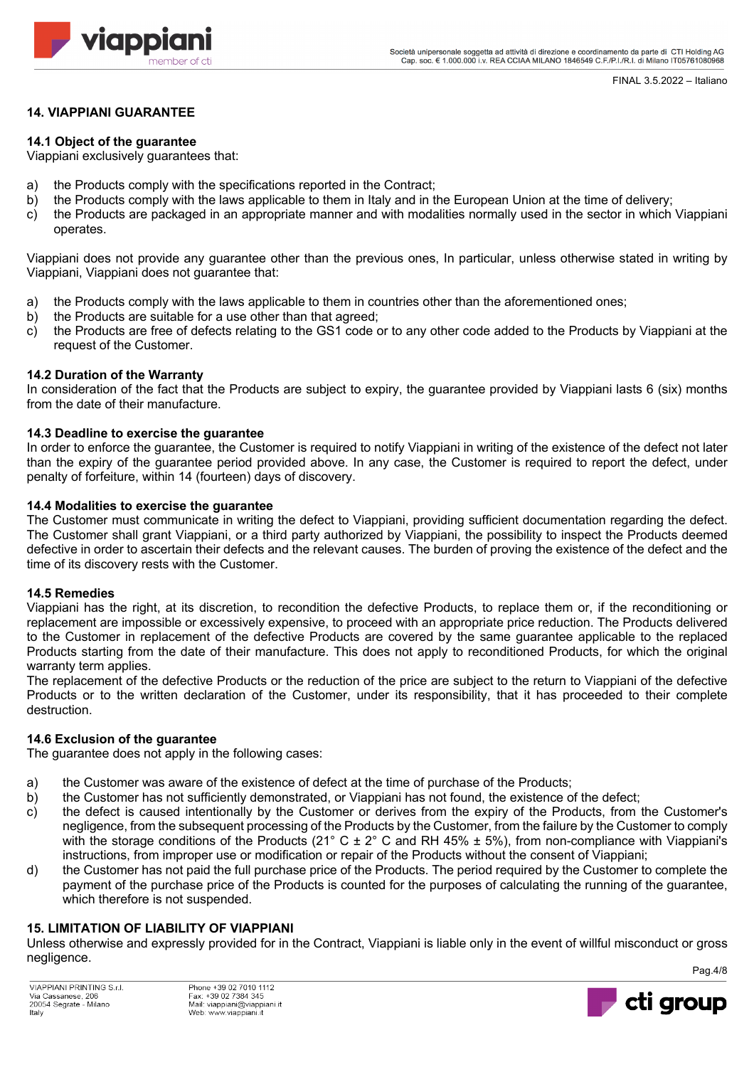## 14. VIAPPIANI GUARANTEE

### 14.1 Object of the guarantee

Viappiani exclusively guarantees that:

a) the Products comply with the specifications reported in the Contract;
b) the Products comply with the laws applicable to them in Italy and in the European Union at the time of delivery;
c) the Products are packaged in an appropriate manner and with modalities normally used in the sector in which Viappiani operates.

Viappiani does not provide any guarantee other than the previous ones, In particular, unless otherwise stated in writing by Viappiani, Viappiani does not guarantee that:

a) the Products comply with the laws applicable to them in countries other than the aforementioned ones;
b) the Products are suitable for a use other than that agreed;
c) the Products are free of defects relating to the GS1 code or to any other code added to the Products by Viappiani at the request of the Customer.

### 14.2 Duration of the Warranty

In consideration of the fact that the Products are subject to expiry, the guarantee provided by Viappiani lasts 6 (six) months from the date of their manufacture.

### 14.3 Deadline to exercise the guarantee

In order to enforce the guarantee, the Customer is required to notify Viappiani in writing of the existence of the defect not later than the expiry of the guarantee period provided above. In any case, the Customer is required to report the defect, under penalty of forfeiture, within 14 (fourteen) days of discovery.

### 14.4 Modalities to exercise the guarantee

The Customer must communicate in writing the defect to Viappiani, providing sufficient documentation regarding the defect. The Customer shall grant Viappiani, or a third party authorized by Viappiani, the possibility to inspect the Products deemed defective in order to ascertain their defects and the relevant causes. The burden of proving the existence of the defect and the time of its discovery rests with the Customer.

### 14.5 Remedies

Viappiani has the right, at its discretion, to recondition the defective Products, to replace them or, if the reconditioning or replacement are impossible or excessively expensive, to proceed with an appropriate price reduction. The Products delivered to the Customer in replacement of the defective Products are covered by the same guarantee applicable to the replaced Products starting from the date of their manufacture. This does not apply to reconditioned Products, for which the original warranty term applies.

The replacement of the defective Products or the reduction of the price are subject to the return to Viappiani of the defective Products or to the written declaration of the Customer, under its responsibility, that it has proceeded to their complete destruction.

### 14.6 Exclusion of the guarantee

The guarantee does not apply in the following cases:

a) the Customer was aware of the existence of defect at the time of purchase of the Products;
b) the Customer has not sufficiently demonstrated, or Viappiani has not found, the existence of the defect;
c) the defect is caused intentionally by the Customer or derives from the expiry of the Products, from the Customer's negligence, from the subsequent processing of the Products by the Customer, from the failure by the Customer to comply with the storage conditions of the Products (21° C ± 2° C and RH 45% ± 5%), from non-compliance with Viappiani's instructions, from improper use or modification or repair of the Products without the consent of Viappiani;
d) the Customer has not paid the full purchase price of the Products. The period required by the Customer to complete the payment of the purchase price of the Products is counted for the purposes of calculating the running of the guarantee, which therefore is not suspended.

## 15. LIMITATION OF LIABILITY OF VIAPPIANI

Unless otherwise and expressly provided for in the Contract, Viappiani is liable only in the event of willful misconduct or gross negligence.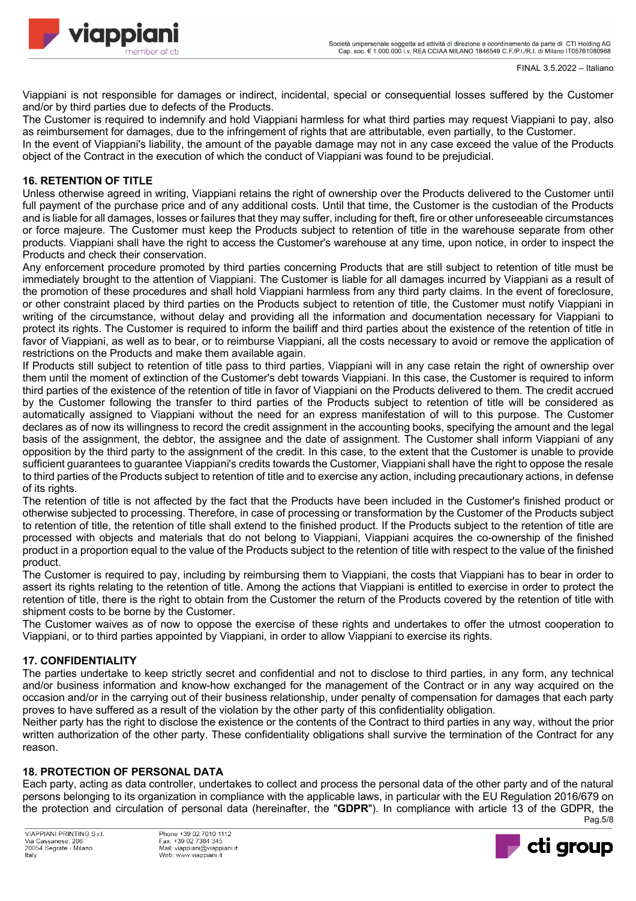Viappiani is not responsible for damages or indirect, incidental, special or consequential losses suffered by the Customer and/or by third parties due to defects of the Products.

The Customer is required to indemnify and hold Viappiani harmless for what third parties may request Viappiani to pay, also as reimbursement for damages, due to the infringement of rights that are attributable, even partially, to the Customer.

In the event of Viappiani's liability, the amount of the payable damage may not in any case exceed the value of the Products object of the Contract in the execution of which the conduct of Viappiani was found to be prejudicial.

## 16. RETENTION OF TITLE

Unless otherwise agreed in writing, Viappiani retains the right of ownership over the Products delivered to the Customer until full payment of the purchase price and of any additional costs. Until that time, the Customer is the custodian of the Products and is liable for all damages, losses or failures that they may suffer, including for theft, fire or other unforeseeable circumstances or force majeure. The Customer must keep the Products subject to retention of title in the warehouse separate from other products. Viappiani shall have the right to access the Customer's warehouse at any time, upon notice, in order to inspect the Products and check their conservation.

Any enforcement procedure promoted by third parties concerning Products that are still subject to retention of title must be immediately brought to the attention of Viappiani. The Customer is liable for all damages incurred by Viappiani as a result of the promotion of these procedures and shall hold Viappiani harmless from any third party claims. In the event of foreclosure, or other constraint placed by third parties on the Products subject to retention of title, the Customer must notify Viappiani in writing of the circumstance, without delay and providing all the information and documentation necessary for Viappiani to protect its rights. The Customer is required to inform the bailiff and third parties about the existence of the retention of title in favor of Viappiani, as well as to bear, or to reimburse Viappiani, all the costs necessary to avoid or remove the application of restrictions on the Products and make them available again.

If Products still subject to retention of title pass to third parties, Viappiani will in any case retain the right of ownership over them until the moment of extinction of the Customer's debt towards Viappiani. In this case, the Customer is required to inform third parties of the existence of the retention of title in favor of Viappiani on the Products delivered to them. The credit accrued by the Customer following the transfer to third parties of the Products subject to retention of title will be considered as automatically assigned to Viappiani without the need for an express manifestation of will to this purpose. The Customer declares as of now its willingness to record the credit assignment in the accounting books, specifying the amount and the legal basis of the assignment, the debtor, the assignee and the date of assignment. The Customer shall inform Viappiani of any opposition by the third party to the assignment of the credit. In this case, to the extent that the Customer is unable to provide sufficient guarantees to guarantee Viappiani's credits towards the Customer, Viappiani shall have the right to oppose the resale to third parties of the Products subject to retention of title and to exercise any action, including precautionary actions, in defense of its rights.

The retention of title is not affected by the fact that the Products have been included in the Customer's finished product or otherwise subjected to processing. Therefore, in case of processing or transformation by the Customer of the Products subject to retention of title, the retention of title shall extend to the finished product. If the Products subject to the retention of title are processed with objects and materials that do not belong to Viappiani, Viappiani acquires the co-ownership of the finished product in a proportion equal to the value of the Products subject to the retention of title with respect to the value of the finished product.

The Customer is required to pay, including by reimbursing them to Viappiani, the costs that Viappiani has to bear in order to assert its rights relating to the retention of title. Among the actions that Viappiani is entitled to exercise in order to protect the retention of title, there is the right to obtain from the Customer the return of the Products covered by the retention of title with shipment costs to be borne by the Customer.

The Customer waives as of now to oppose the exercise of these rights and undertakes to offer the utmost cooperation to Viappiani, or to third parties appointed by Viappiani, in order to allow Viappiani to exercise its rights.

## 17. CONFIDENTIALITY

The parties undertake to keep strictly secret and confidential and not to disclose to third parties, in any form, any technical and/or business information and know-how exchanged for the management of the Contract or in any way acquired on the occasion and/or in the carrying out of their business relationship, under penalty of compensation for damages that each party proves to have suffered as a result of the violation by the other party of this confidentiality obligation.

Neither party has the right to disclose the existence or the contents of the Contract to third parties in any way, without the prior written authorization of the other party. These confidentiality obligations shall survive the termination of the Contract for any reason.

## 18. PROTECTION OF PERSONAL DATA

Each party, acting as data controller, undertakes to collect and process the personal data of the other party and of the natural persons belonging to its organization in compliance with the applicable laws, in particular with the EU Regulation 2016/679 on the protection and circulation of personal data (hereinafter, the "**GDPR**"). In compliance with article 13 of the GDPR, the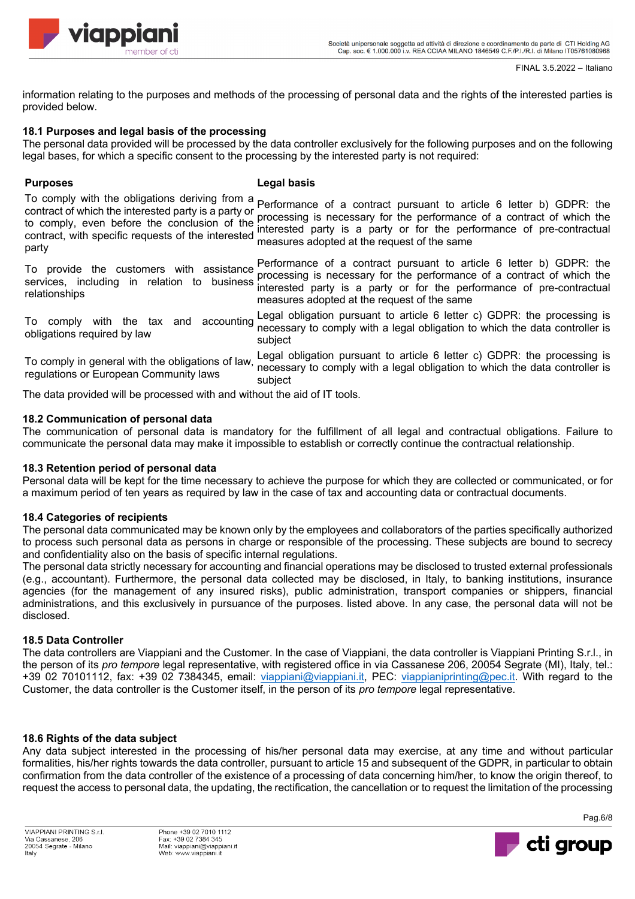information relating to the purposes and methods of the processing of personal data and the rights of the interested parties is provided below.

**18.1 Purposes and legal basis of the processing**

The personal data provided will be processed by the data controller exclusively for the following purposes and on the following legal bases, for which a specific consent to the processing by the interested party is not required:

| Purposes | Legal basis |
| --- | --- |
| To comply with the obligations deriving from a contract of which the interested party is a party or to comply, even before the conclusion of the contract, with specific requests of the interested party | Performance of a contract pursuant to article 6 letter b) GDPR: the processing is necessary for the performance of a contract of which the interested party is a party or for the performance of pre-contractual measures adopted at the request of the same |
| To provide the customers with assistance services, including in relation to business relationships | Performance of a contract pursuant to article 6 letter b) GDPR: the processing is necessary for the performance of a contract of which the interested party is a party or for the performance of pre-contractual measures adopted at the request of the same |
| To comply with the tax and accounting obligations required by law | Legal obligation pursuant to article 6 letter c) GDPR: the processing is necessary to comply with a legal obligation to which the data controller is subject |
| To comply in general with the obligations of law, regulations or European Community laws | Legal obligation pursuant to article 6 letter c) GDPR: the processing is necessary to comply with a legal obligation to which the data controller is subject |

The data provided will be processed with and without the aid of IT tools.

**18.2 Communication of personal data**

The communication of personal data is mandatory for the fulfillment of all legal and contractual obligations. Failure to communicate the personal data may make it impossible to establish or correctly continue the contractual relationship.

**18.3 Retention period of personal data**

Personal data will be kept for the time necessary to achieve the purpose for which they are collected or communicated, or for a maximum period of ten years as required by law in the case of tax and accounting data or contractual documents.

**18.4 Categories of recipients**

The personal data communicated may be known only by the employees and collaborators of the parties specifically authorized to process such personal data as persons in charge or responsible of the processing. These subjects are bound to secrecy and confidentiality also on the basis of specific internal regulations.
The personal data strictly necessary for accounting and financial operations may be disclosed to trusted external professionals (e.g., accountant). Furthermore, the personal data collected may be disclosed, in Italy, to banking institutions, insurance agencies (for the management of any insured risks), public administration, transport companies or shippers, financial administrations, and this exclusively in pursuance of the purposes. listed above. In any case, the personal data will not be disclosed.

**18.5 Data Controller**

The data controllers are Viappiani and the Customer. In the case of Viappiani, the data controller is Viappiani Printing S.r.l., in the person of its *pro tempore* legal representative, with registered office in via Cassanese 206, 20054 Segrate (MI), Italy, tel.: +39 02 70101112, fax: +39 02 7384345, email: viappiani@viappiani.it, PEC: viappianiprinting@pec.it. With regard to the Customer, the data controller is the Customer itself, in the person of its *pro tempore* legal representative.

**18.6 Rights of the data subject**

Any data subject interested in the processing of his/her personal data may exercise, at any time and without particular formalities, his/her rights towards the data controller, pursuant to article 15 and subsequent of the GDPR, in particular to obtain confirmation from the data controller of the existence of a processing of data concerning him/her, to know the origin thereof, to request the access to personal data, the updating, the rectification, the cancellation or to request the limitation of the processing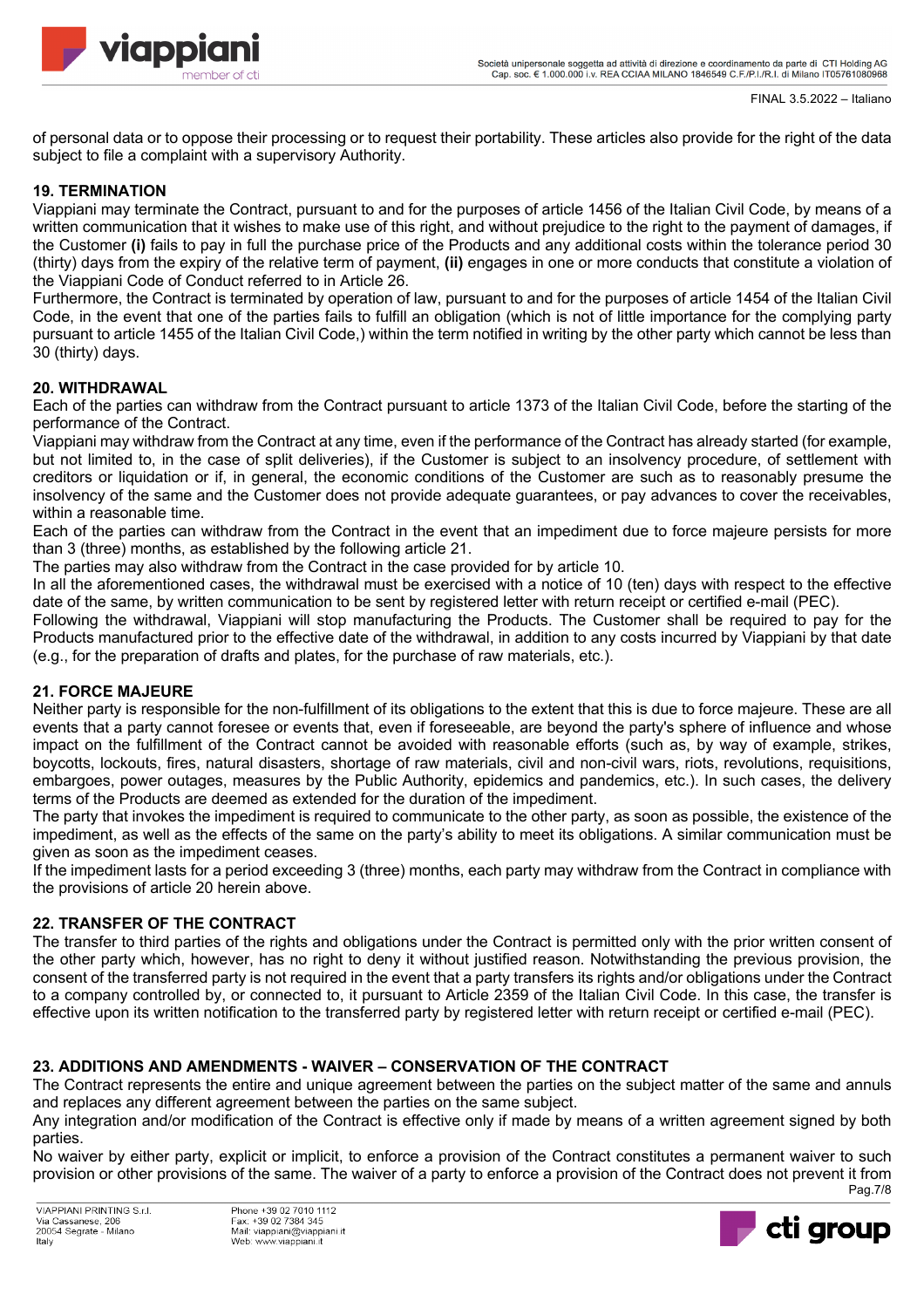of personal data or to oppose their processing or to request their portability. These articles also provide for the right of the data subject to file a complaint with a supervisory Authority.

## 19. TERMINATION

Viappiani may terminate the Contract, pursuant to and for the purposes of article 1456 of the Italian Civil Code, by means of a written communication that it wishes to make use of this right, and without prejudice to the right to the payment of damages, if the Customer **(i)** fails to pay in full the purchase price of the Products and any additional costs within the tolerance period 30 (thirty) days from the expiry of the relative term of payment, **(ii)** engages in one or more conducts that constitute a violation of the Viappiani Code of Conduct referred to in Article 26.

Furthermore, the Contract is terminated by operation of law, pursuant to and for the purposes of article 1454 of the Italian Civil Code, in the event that one of the parties fails to fulfill an obligation (which is not of little importance for the complying party pursuant to article 1455 of the Italian Civil Code,) within the term notified in writing by the other party which cannot be less than 30 (thirty) days.

## 20. WITHDRAWAL

Each of the parties can withdraw from the Contract pursuant to article 1373 of the Italian Civil Code, before the starting of the performance of the Contract.

Viappiani may withdraw from the Contract at any time, even if the performance of the Contract has already started (for example, but not limited to, in the case of split deliveries), if the Customer is subject to an insolvency procedure, of settlement with creditors or liquidation or if, in general, the economic conditions of the Customer are such as to reasonably presume the insolvency of the same and the Customer does not provide adequate guarantees, or pay advances to cover the receivables, within a reasonable time.

Each of the parties can withdraw from the Contract in the event that an impediment due to force majeure persists for more than 3 (three) months, as established by the following article 21.

The parties may also withdraw from the Contract in the case provided for by article 10.

In all the aforementioned cases, the withdrawal must be exercised with a notice of 10 (ten) days with respect to the effective date of the same, by written communication to be sent by registered letter with return receipt or certified e-mail (PEC).

Following the withdrawal, Viappiani will stop manufacturing the Products. The Customer shall be required to pay for the Products manufactured prior to the effective date of the withdrawal, in addition to any costs incurred by Viappiani by that date (e.g., for the preparation of drafts and plates, for the purchase of raw materials, etc.).

## 21. FORCE MAJEURE

Neither party is responsible for the non-fulfillment of its obligations to the extent that this is due to force majeure. These are all events that a party cannot foresee or events that, even if foreseeable, are beyond the party's sphere of influence and whose impact on the fulfillment of the Contract cannot be avoided with reasonable efforts (such as, by way of example, strikes, boycotts, lockouts, fires, natural disasters, shortage of raw materials, civil and non-civil wars, riots, revolutions, requisitions, embargoes, power outages, measures by the Public Authority, epidemics and pandemics, etc.). In such cases, the delivery terms of the Products are deemed as extended for the duration of the impediment.

The party that invokes the impediment is required to communicate to the other party, as soon as possible, the existence of the impediment, as well as the effects of the same on the party's ability to meet its obligations. A similar communication must be given as soon as the impediment ceases.

If the impediment lasts for a period exceeding 3 (three) months, each party may withdraw from the Contract in compliance with the provisions of article 20 herein above.

## 22. TRANSFER OF THE CONTRACT

The transfer to third parties of the rights and obligations under the Contract is permitted only with the prior written consent of the other party which, however, has no right to deny it without justified reason. Notwithstanding the previous provision, the consent of the transferred party is not required in the event that a party transfers its rights and/or obligations under the Contract to a company controlled by, or connected to, it pursuant to Article 2359 of the Italian Civil Code. In this case, the transfer is effective upon its written notification to the transferred party by registered letter with return receipt or certified e-mail (PEC).

## 23. ADDITIONS AND AMENDMENTS - WAIVER – CONSERVATION OF THE CONTRACT

The Contract represents the entire and unique agreement between the parties on the subject matter of the same and annuls and replaces any different agreement between the parties on the same subject.

Any integration and/or modification of the Contract is effective only if made by means of a written agreement signed by both parties.

No waiver by either party, explicit or implicit, to enforce a provision of the Contract constitutes a permanent waiver to such provision or other provisions of the same. The waiver of a party to enforce a provision of the Contract does not prevent it from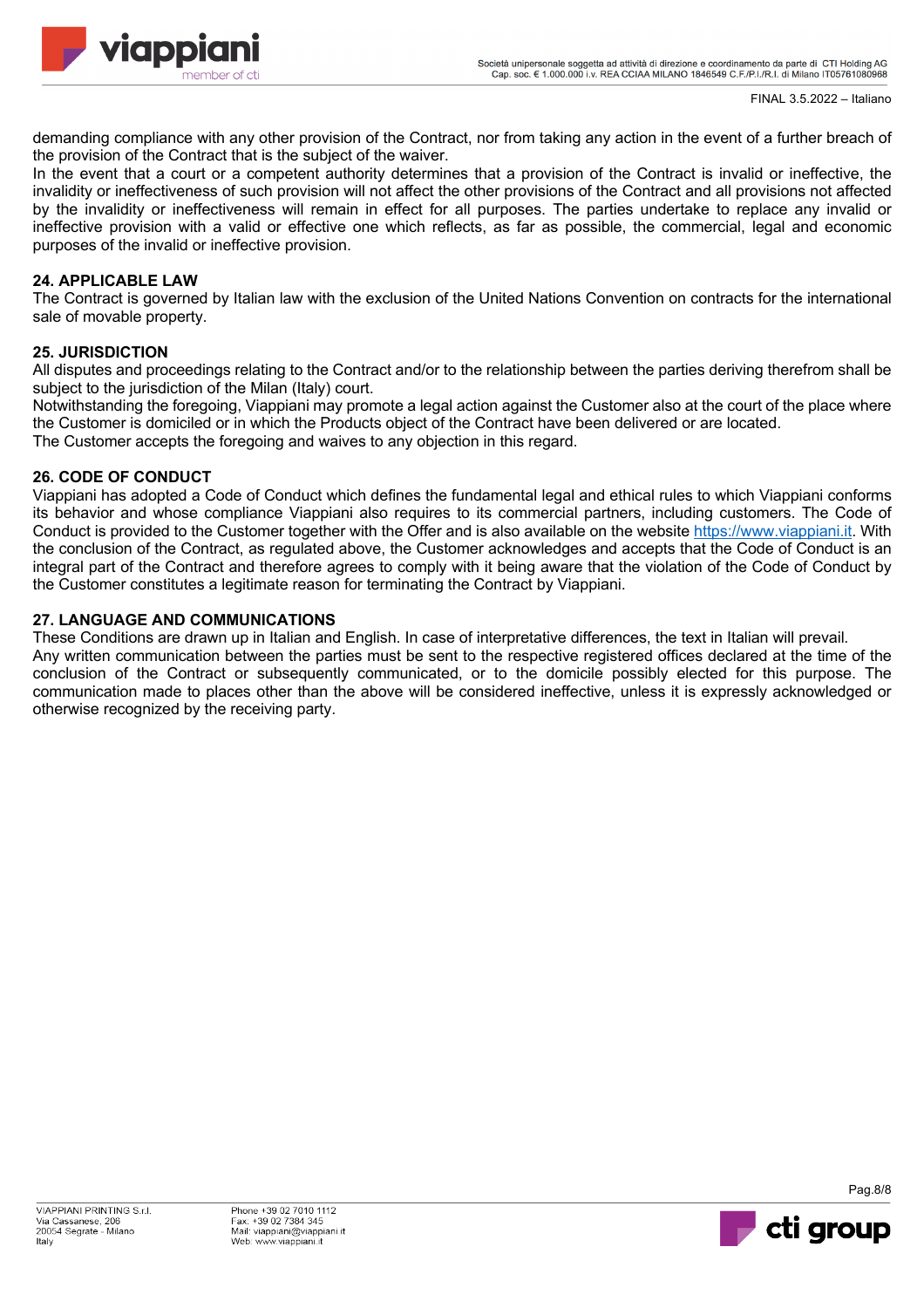demanding compliance with any other provision of the Contract, nor from taking any action in the event of a further breach of the provision of the Contract that is the subject of the waiver.
In the event that a court or a competent authority determines that a provision of the Contract is invalid or ineffective, the invalidity or ineffectiveness of such provision will not affect the other provisions of the Contract and all provisions not affected by the invalidity or ineffectiveness will remain in effect for all purposes. The parties undertake to replace any invalid or ineffective provision with a valid or effective one which reflects, as far as possible, the commercial, legal and economic purposes of the invalid or ineffective provision.

## 24. APPLICABLE LAW

The Contract is governed by Italian law with the exclusion of the United Nations Convention on contracts for the international sale of movable property.

## 25. JURISDICTION

All disputes and proceedings relating to the Contract and/or to the relationship between the parties deriving therefrom shall be subject to the jurisdiction of the Milan (Italy) court.
Notwithstanding the foregoing, Viappiani may promote a legal action against the Customer also at the court of the place where the Customer is domiciled or in which the Products object of the Contract have been delivered or are located.
The Customer accepts the foregoing and waives to any objection in this regard.

## 26. CODE OF CONDUCT

Viappiani has adopted a Code of Conduct which defines the fundamental legal and ethical rules to which Viappiani conforms its behavior and whose compliance Viappiani also requires to its commercial partners, including customers. The Code of Conduct is provided to the Customer together with the Offer and is also available on the website https://www.viappiani.it. With the conclusion of the Contract, as regulated above, the Customer acknowledges and accepts that the Code of Conduct is an integral part of the Contract and therefore agrees to comply with it being aware that the violation of the Code of Conduct by the Customer constitutes a legitimate reason for terminating the Contract by Viappiani.

## 27. LANGUAGE AND COMMUNICATIONS

These Conditions are drawn up in Italian and English. In case of interpretative differences, the text in Italian will prevail.
Any written communication between the parties must be sent to the respective registered offices declared at the time of the conclusion of the Contract or subsequently communicated, or to the domicile possibly elected for this purpose. The communication made to places other than the above will be considered ineffective, unless it is expressly acknowledged or otherwise recognized by the receiving party.